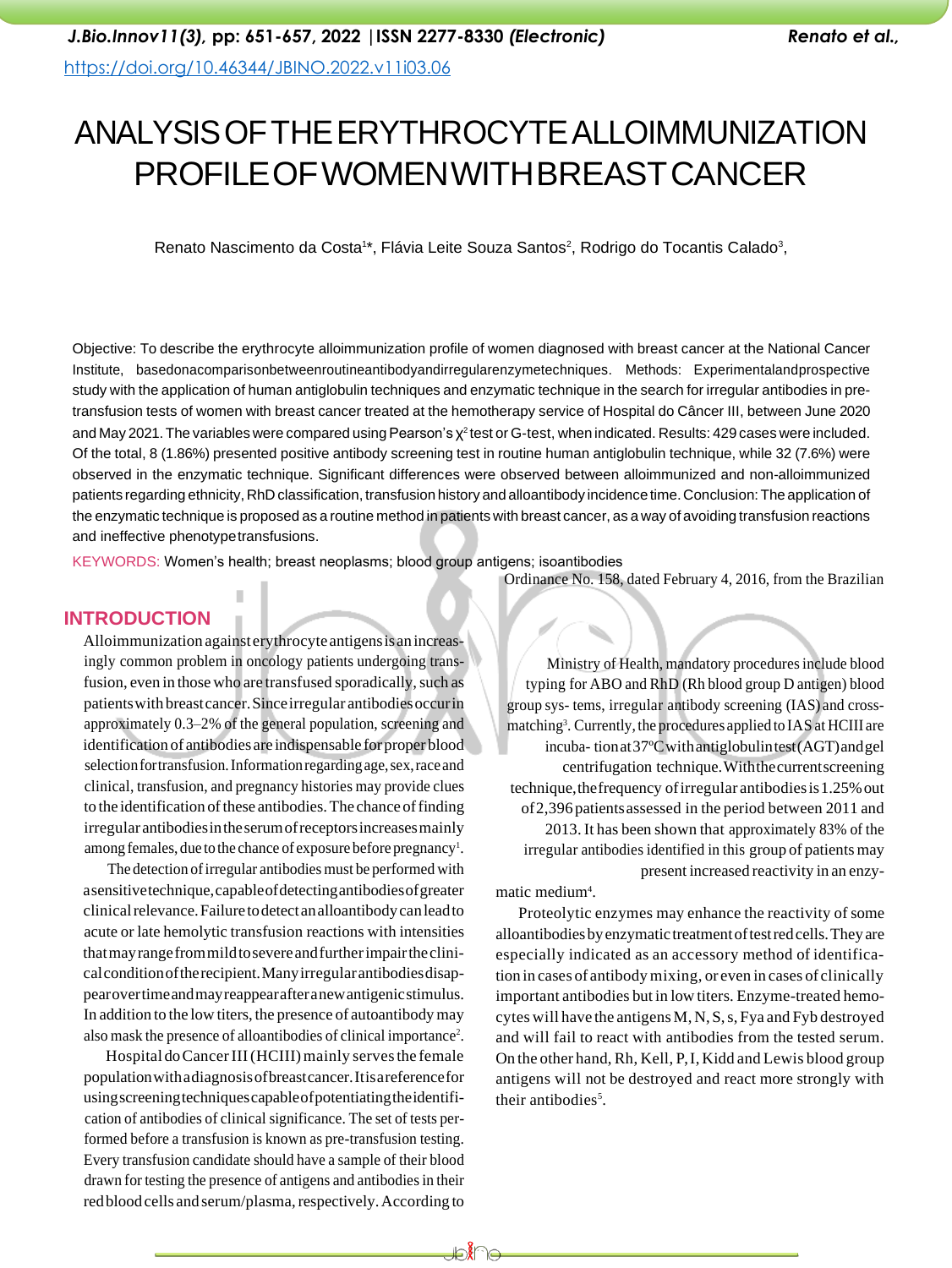# ANALYSIS OF THE ERYTHROCYTE ALLOIMMUNIZATION PROFILE OF WOMEN WITH BREAST CANCER

Renato Nascimento da Costa[1]*, Flávia Leite Souza Santos[2], Rodrigo do Tocantis Calado[3],

Objective: To describe the erythrocyte alloimmunization profile of women diagnosed with breast cancer at the National Cancer Institute, based on a comparison between routine antibody and irregular enzyme techniques. Methods: Experimental and prospective study with the application of human antiglobulin techniques and enzymatic technique in the search for irregular antibodies in pre-transfusion tests of women with breast cancer treated at the hemotherapy service of Hospital do Câncer III, between June 2020 and May 2021. The variables were compared using Pearson's $\chi^2$ test or G-test, when indicated. Results: 429 cases were included. Of the total, 8 (1.86%) presented positive antibody screening test in routine human antiglobulin technique, while 32 (7.6%) were observed in the enzymatic technique. Significant differences were observed between alloimmunized and non-alloimmunized patients regarding ethnicity, RhD classification, transfusion history and alloantibody incidence time. Conclusion: The application of the enzymatic technique is proposed as a routine method in patients with breast cancer, as a way of avoiding transfusion reactions and ineffective phenotype transfusions.

KEYWORDS: Women's health; breast neoplasms; blood group antigens; isoantibodies

## INTRODUCTION

Alloimmunization against erythrocyte antigens is an increasingly common problem in oncology patients undergoing transfusion, even in those who are transfused sporadically, such as patients with breast cancer. Since irregular antibodies occur in approximately 0.3–2% of the general population, screening and identification of antibodies are indispensable for proper blood selection for transfusion. Information regarding age, sex, race and clinical, transfusion, and pregnancy histories may provide clues to the identification of these antibodies. The chance of finding irregular antibodies in the serum of receptors increases mainly among females, due to the chance of exposure before pregnancy[1].

The detection of irregular antibodies must be performed with a sensitive technique, capable of detecting antibodies of greater clinical relevance. Failure to detect an alloantibody can lead to acute or late hemolytic transfusion reactions with intensities that may range from mild to severe and further impair the clinical condition of the recipient. Many irregular antibodies disappear over time and may reappear after a new antigenic stimulus. In addition to the low titers, the presence of autoantibody may also mask the presence of alloantibodies of clinical importance[2].

Hospital do Cancer III (HCIII) mainly serves the female population with a diagnosis of breast cancer. It is a reference for using screening techniques capable of potentiating the identification of antibodies of clinical significance. The set of tests performed before a transfusion is known as pre-transfusion testing. Every transfusion candidate should have a sample of their blood drawn for testing the presence of antigens and antibodies in their red blood cells and serum/plasma, respectively. According to Ordinance No. 158, dated February 4, 2016, from the Brazilian Ministry of Health, mandatory procedures include blood typing for ABO and RhD (Rh blood group D antigen) blood group sys- tems, irregular antibody screening (IAS) and cross-matching[3]. Currently, the procedures applied to IAS at HCIII are incuba- tion at 37ºC with antiglobulin test (AGT) and gel centrifugation technique. With the current screening technique, the frequency of irregular antibodies is 1.25% out of 2,396 patients assessed in the period between 2011 and 2013. It has been shown that approximately 83% of the irregular antibodies identified in this group of patients may present increased reactivity in an enzymatic medium[4].

Proteolytic enzymes may enhance the reactivity of some alloantibodies by enzymatic treatment of test red cells. They are especially indicated as an accessory method of identification in cases of antibody mixing, or even in cases of clinically important antibodies but in low titers. Enzyme-treated hemocytes will have the antigens M, N, S, s, Fya and Fyb destroyed and will fail to react with antibodies from the tested serum. On the other hand, Rh, Kell, P, I, Kidd and Lewis blood group antigens will not be destroyed and react more strongly with their antibodies[5].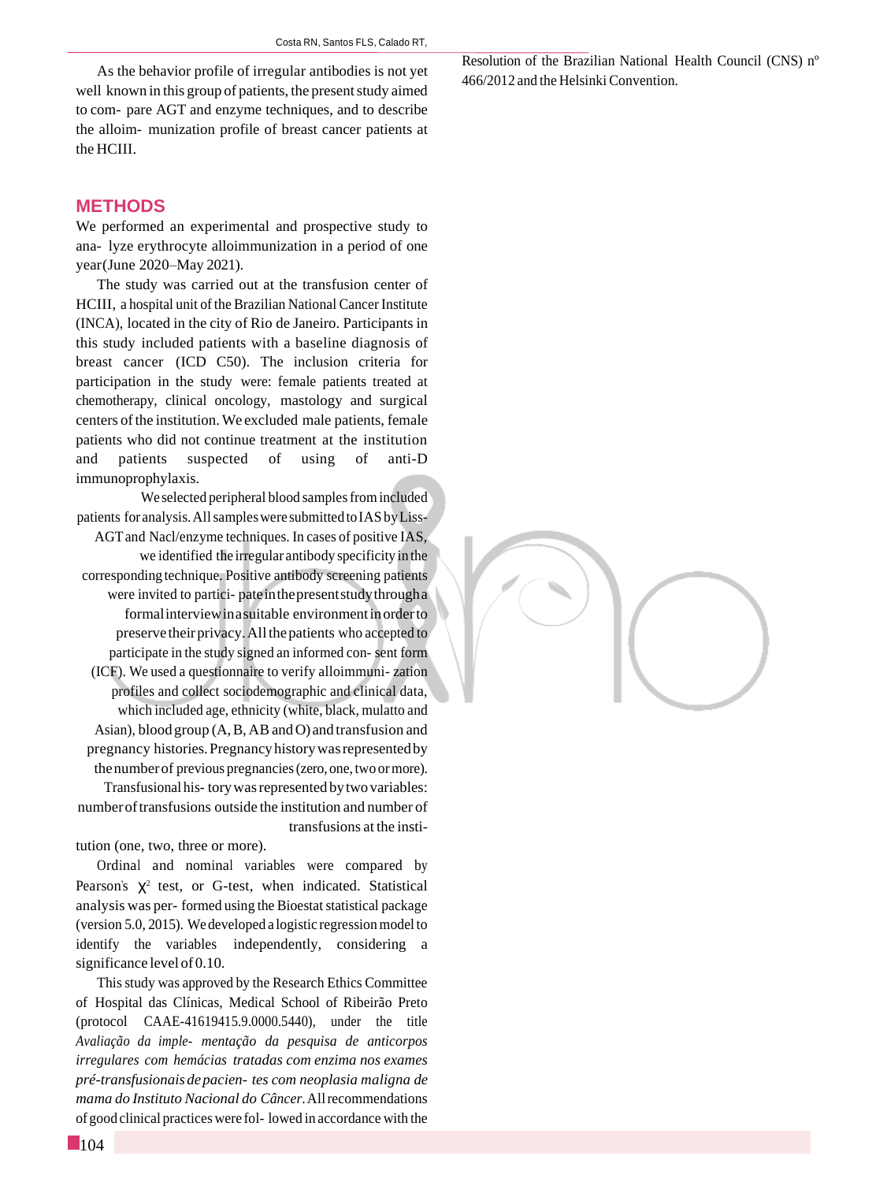As the behavior profile of irregular antibodies is not yet well known in this group of patients, the present study aimed to com- pare AGT and enzyme techniques, and to describe the alloim- munization profile of breast cancer patients at the HCIII.

## METHODS

We performed an experimental and prospective study to ana- lyze erythrocyte alloimmunization in a period of one year(June 2020–May 2021).

The study was carried out at the transfusion center of HCIII, a hospital unit of the Brazilian National Cancer Institute (INCA), located in the city of Rio de Janeiro. Participants in this study included patients with a baseline diagnosis of breast cancer (ICD C50). The inclusion criteria for participation in the study were: female patients treated at chemotherapy, clinical oncology, mastology and surgical centers of the institution. We excluded male patients, female patients who did not continue treatment at the institution and patients suspected of using of anti-D immunoprophylaxis.

We selected peripheral blood samples from included patients for analysis. All samples were submitted to IAS by Liss-AGT and Nacl/enzyme techniques. In cases of positive IAS, we identified the irregular antibody specificity in the corresponding technique. Positive antibody screening patients were invited to partici- pate in the present study through a formal interview in a suitable environment in order to preserve their privacy. All the patients who accepted to participate in the study signed an informed con- sent form (ICF). We used a questionnaire to verify alloimmuni- zation profiles and collect sociodemographic and clinical data, which included age, ethnicity (white, black, mulatto and Asian), blood group (A, B, AB and O) and transfusion and pregnancy histories. Pregnancy history was represented by the number of previous pregnancies (zero, one, two or more). Transfusional his- tory was represented by two variables: number of transfusions outside the institution and number of transfusions at the insti- tution (one, two, three or more).

Ordinal and nominal variables were compared by Pearson's $\chi^2$ test, or G-test, when indicated. Statistical analysis was per- formed using the Bioestat statistical package (version 5.0, 2015). We developed a logistic regression model to identify the variables independently, considering a significance level of 0.10.

This study was approved by the Research Ethics Committee of Hospital das Clínicas, Medical School of Ribeirão Preto (protocol CAAE-41619415.9.0000.5440), under the title *Avaliação da imple- mentação da pesquisa de anticorpos irregulares com hemácias tratadas com enzima nos exames pré-transfusionais de pacien- tes com neoplasia maligna de mama do Instituto Nacional do Câncer*. All recommendations of good clinical practices were fol- lowed in accordance with the Resolution of the Brazilian National Health Council (CNS) nº 466/2012 and the Helsinki Convention.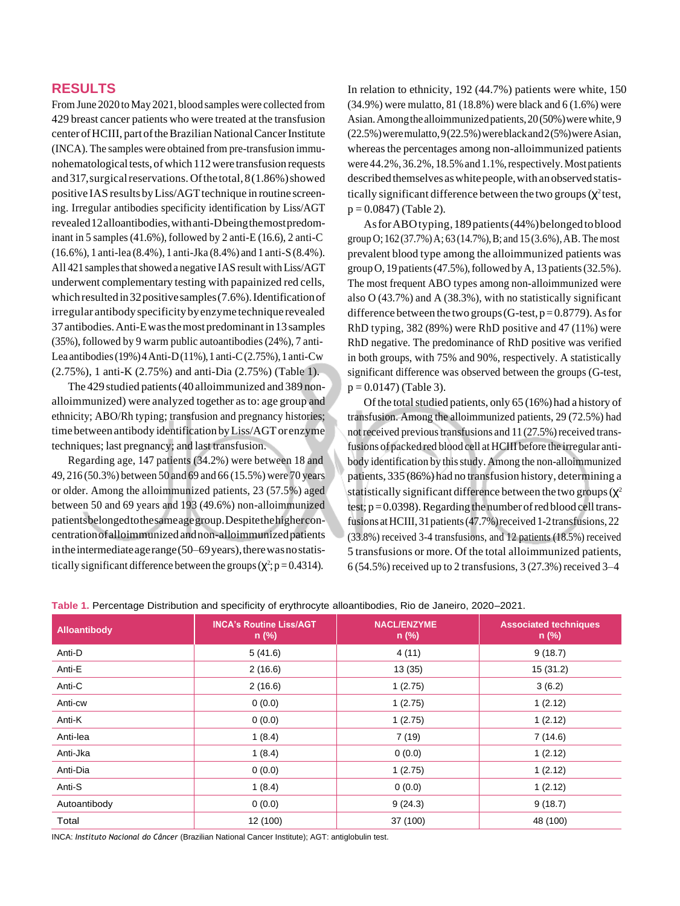## RESULTS

From June 2020 to May 2021, blood samples were collected from 429 breast cancer patients who were treated at the transfusion center of HCIII, part of the Brazilian National Cancer Institute (INCA). The samples were obtained from pre-transfusion immunohematological tests, of which 112 were transfusion requests and 317, surgical reservations. Of the total, 8 (1.86%) showed positive IAS results by Liss/AGT technique in routine screening. Irregular antibodies specificity identification by Liss/AGT revealed 12 alloantibodies, with anti-D being the most predominant in 5 samples (41.6%), followed by 2 anti-E (16.6), 2 anti-C (16.6%), 1 anti-lea (8.4%), 1 anti-Jka (8.4%) and 1 anti-S (8.4%). All 421 samples that showed a negative IAS result with Liss/AGT underwent complementary testing with papainized red cells, which resulted in 32 positive samples (7.6%). Identification of irregular antibody specificity by enzyme technique revealed 37 antibodies. Anti-E was the most predominant in 13 samples (35%), followed by public autoantibodies (24%), 7 anti-Lea antibodies (19%) 4 Anti-D (11%), 1 anti-C (2.75%), 1 anti-Cw (2.75%), 1 anti-K (2.75%) and anti-Dia (2.75%) (Table 1).

The 429 studied patients (40 alloimmunized and 389 non-alloimmunized) were analyzed together as to: age group and ethnicity; ABO/Rh typing; transfusion and pregnancy histories; time between antibody identification by Liss/AGT or enzyme techniques; last pregnancy; and last transfusion.

Regarding age, 147 patients (34.2%) were between 18 and 49, 216 (50.3%) between 50 and 69 and 66 (15.5%) were 70 years or older. Among the alloimmunized patients, 23 (57.5%) aged between 50 and 69 years and 193 (49.6%) non-alloimmunized patients belonged to the same age group. Despite the higher concentration of alloimmunized and non-alloimmunized patients in the intermediate age range (50–69 years), there was no statistically significant difference between the groups ($\chi^2$; p = 0.4314).

In relation to ethnicity, 192 (44.7%) patients were white, 150 (34.9%) were mulatto, 81 (18.8%) were black and 6 (1.6%) were Asian. Among the alloimmunized patients, 20 (50%) were white, 9 (22.5%) were mulatto, 9 (22.5%) were black and 2 (5%) were Asian, whereas the percentages among non-alloimmunized patients were 44.2%, 36.2%, 18.5% and 1.1%, respectively. Most patients described themselves as white people, with an observed statistically significant difference between the two groups ($\chi^2$ test, p = 0.0847) (Table 2).

As for ABO typing, 189 patients (44%) belonged to blood group O; 162 (37.7%) A; 63 (14.7%), B; and 15 (3.6%), AB. The most prevalent blood type among the alloimmunized patients was group O, 19 patients (47.5%), followed by A, 13 patients (32.5%). The most frequent ABO types among non-alloimmunized were also O (43.7%) and A (38.3%), with no statistically significant difference between the two groups (G-test, p = 0.8779). As for RhD typing, 382 (89%) were RhD positive and 47 (11%) were RhD negative. The predominance of RhD positive was verified in both groups, with 75% and 90%, respectively. A statistically significant difference was observed between the groups (G-test, p = 0.0147) (Table 3).

Of the total studied patients, only 65 (16%) had a history of transfusion. Among the alloimmunized patients, 29 (72.5%) had not received previous transfusions and 11 (27.5%) received transfusions of packed red blood cell at HCIII before the irregular antibody identification by this study. Among the non-alloimmunized patients, 335 (86%) had no transfusion history, determining a statistically significant difference between the two groups ($\chi^2$ test; p = 0.0398). Regarding the number of red blood cell transfusions at HCIII, 31 patients (47.7%) received 1-2 transfusions, 22 (33.8%) received 3-4 transfusions, and 12 patients (18.5%) received 5 transfusions or more. Of the total alloimmunized patients, 6 (54.5%) received up to 2 transfusions, 3 (27.3%) received 3–4

**Table 1.** Percentage Distribution and specificity of erythrocyte alloantibodies, Rio de Janeiro, 2020–2021.

| Alloantibody | INCA's Routine Liss/AGT n (%) | NACL/ENZYME n (%) | Associated techniques n (%) |
|---|---|---|---|
| Anti-D | 5 (41.6) | 4 (11) | 9 (18.7) |
| Anti-E | 2 (16.6) | 13 (35) | 15 (31.2) |
| Anti-C | 2 (16.6) | 1 (2.75) | 3 (6.2) |
| Anti-cw | 0 (0.0) | 1 (2.75) | 1 (2.12) |
| Anti-K | 0 (0.0) | 1 (2.75) | 1 (2.12) |
| Anti-lea | 1 (8.4) | 7 (19) | 7 (14.6) |
| Anti-Jka | 1 (8.4) | 0 (0.0) | 1 (2.12) |
| Anti-Dia | 0 (0.0) | 1 (2.75) | 1 (2.12) |
| Anti-S | 1 (8.4) | 0 (0.0) | 1 (2.12) |
| Autoantibody | 0 (0.0) | 9 (24.3) | 9 (18.7) |
| Total | 12 (100) | 37 (100) | 48 (100) |

INCA: *Instituto Nacional do Câncer* (Brazilian National Cancer Institute); AGT: antiglobulin test.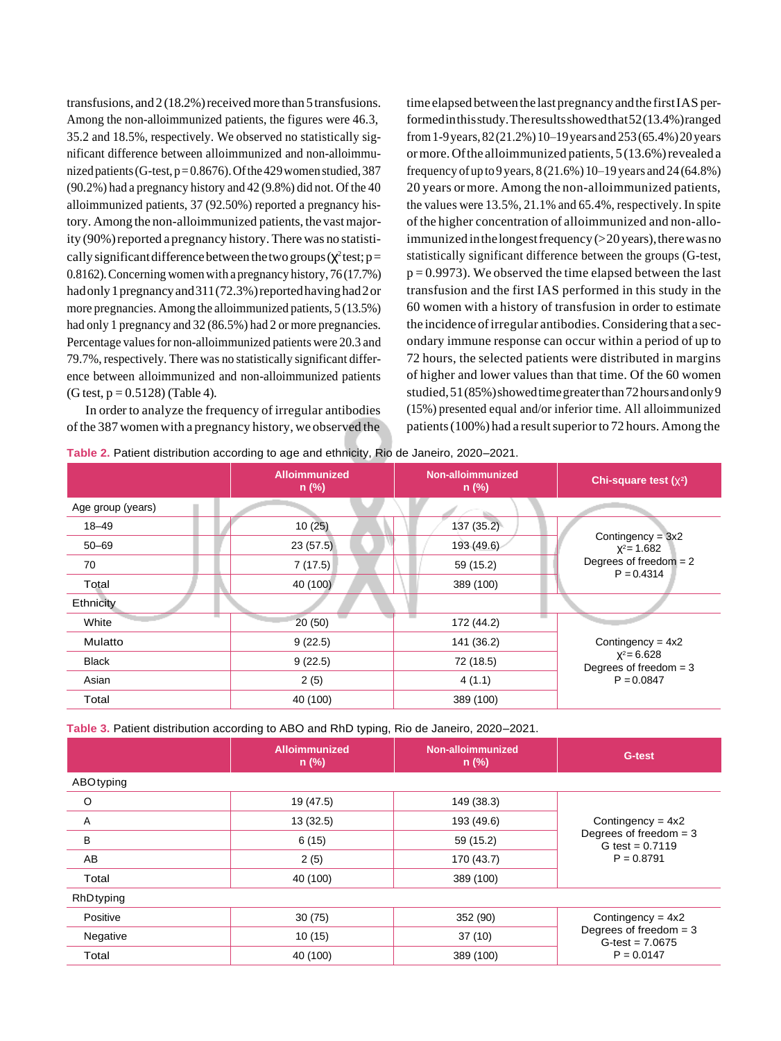transfusions, and 2 (18.2%) received more than 5 transfusions. Among the non-alloimmunized patients, the figures were 46.3, 35.2 and 18.5%, respectively. We observed no statistically significant difference between alloimmunized and non-alloimmunized patients (G-test, p = 0.8676). Of the 429 women studied, 387 (90.2%) had a pregnancy history and 42 (9.8%) did not. Of the 40 alloimmunized patients, 37 (92.50%) reported a pregnancy history. Among the non-alloimmunized patients, the vast majority (90%) reported a pregnancy history. There was no statistically significant difference between the two groups ($\chi^2$ test; p = 0.8162). Concerning women with a pregnancy history, 76 (17.7%) had only 1 pregnancy and 311 (72.3%) reported having had 2 or more pregnancies. Among the alloimmunized patients, 5 (13.5%) had only 1 pregnancy and 32 (86.5%) had 2 or more pregnancies. Percentage values for non-alloimmunized patients were 20.3 and 79.7%, respectively. There was no statistically significant difference between alloimmunized and non-alloimmunized patients (G test, p = 0.5128) (Table 4).

In order to analyze the frequency of irregular antibodies of the 387 women with a pregnancy history, we observed the time elapsed between the last pregnancy and the first IAS performed in this study. The results showed that 52 (13.4%) ranged from 1-9 years, 82 (21.2%) 10–19 years and 253 (65.4%) 20 years or more. Of the alloimmunized patients, 5 (13.6%) revealed a frequency of up to 9 years, 8 (21.6%) 10–19 years and 24 (64.8%) 20 years or more. Among the non-alloimmunized patients, the values were 13.5%, 21.1% and 65.4%, respectively. In spite of the higher concentration of alloimmunized and non-alloimmunized in the longest frequency (>20 years), there was no statistically significant difference between the groups (G-test, p = 0.9973). We observed the time elapsed between the last transfusion and the first IAS performed in this study in the 60 women with a history of transfusion in order to estimate the incidence of irregular antibodies. Considering that a secondary immune response can occur within a period of up to 72 hours, the selected patients were distributed in margins of higher and lower values than that time. Of the 60 women studied, 51 (85%) showed time greater than 72 hours and only 9 (15%) presented equal and/or inferior time. All alloimmunized patients (100%) had a result superior to 72 hours. Among the

**Table 2.** Patient distribution according to age and ethnicity, Rio de Janeiro, 2020–2021.

| | Alloimmunized n (%) | Non-alloimmunized n (%) | Chi-square test ($\chi^2$) |
|---|---|---|---|
| Age group (years) | | | |
| 18–49 | 10 (25) | 137 (35.2) | Contingency = 3x2<br>$\chi^2$ = 1.682<br>Degrees of freedom = 2<br>P = 0.4314 |
| 50–69 | 23 (57.5) | 193 (49.6) | |
| 70 | 7 (17.5) | 59 (15.2) | |
| Total | 40 (100) | 389 (100) | |
| Ethnicity | | | |
| White | 20 (50) | 172 (44.2) | Contingency = 4x2<br>$\chi^2$ = 6.628<br>Degrees of freedom = 3<br>P = 0.0847 |
| Mulatto | 9 (22.5) | 141 (36.2) | |
| Black | 9 (22.5) | 72 (18.5) | |
| Asian | 2 (5) | 4 (1.1) | |
| Total | 40 (100) | 389 (100) | |

**Table 3.** Patient distribution according to ABO and RhD typing, Rio de Janeiro, 2020–2021.

| | Alloimmunized n (%) | Non-alloimmunized n (%) | G-test |
|---|---|---|---|
| ABO typing | | | |
| O | 19 (47.5) | 149 (38.3) | Contingency = 4x2<br>Degrees of freedom = 3<br>G test = 0.7119<br>P = 0.8791 |
| A | 13 (32.5) | 193 (49.6) | |
| B | 6 (15) | 59 (15.2) | |
| AB | 2 (5) | 170 (43.7) | |
| Total | 40 (100) | 389 (100) | |
| RhD typing | | | |
| Positive | 30 (75) | 352 (90) | Contingency = 4x2<br>Degrees of freedom = 3<br>G-test = 7.0675<br>P = 0.0147 |
| Negative | 10 (15) | 37 (10) | |
| Total | 40 (100) | 389 (100) | |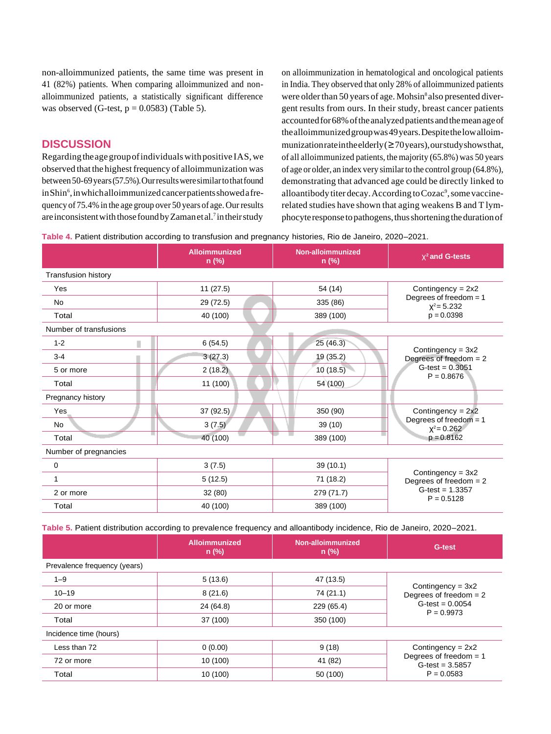non-alloimmunized patients, the same time was present in 41 (82%) patients. When comparing alloimmunized and non-alloimmunized patients, a statistically significant difference was observed (G-test, p = 0.0583) (Table 5).

## DISCUSSION

Regarding the age group of individuals with positive IAS, we observed that the highest frequency of alloimmunization was between 50-69 years (57.5%). Our results were similar to that found in Shin[6], in which alloimmunized cancer patients showed a frequency of 75.4% in the age group over 50 years of age. Our results are inconsistent with those found by Zaman et al.[7] in their study on alloimmunization in hematological and oncological patients in India. They observed that only 28% of alloimmunized patients were older than 50 years of age. Mohsin[8] also presented divergent results from ours. In their study, breast cancer patients accounted for 68% of the analyzed patients and the mean age of the alloimmunized group was 49 years. Despite the low alloimmunization rate in the elderly (≥ 70 years), our study shows that, of all alloimmunized patients, the majority (65.8%) was 50 years of age or older, an index very similar to the control group (64.8%), demonstrating that advanced age could be directly linked to alloantibody titer decay. According to Cozac[9], some vaccine-related studies have shown that aging weakens B and T lymphocyte response to pathogens, thus shortening the duration of

**Table 4.** Patient distribution according to transfusion and pregnancy histories, Rio de Janeiro, 2020–2021.

| | Alloimmunized n (%) | Non-alloimmunized n (%) | $\chi^2$ and G-tests |
|---|---|---|---|
| Transfusion history | | | |
| Yes | 11 (27.5) | 54 (14) | Contingency = 2x2 Degrees of freedom = 1 $\chi^2$ = 5.232 p = 0.0398 |
| No | 29 (72.5) | 335 (86) | |
| Total | 40 (100) | 389 (100) | |
| Number of transfusions | | | |
| 1-2 | 6 (54.5) | 25 (46.3) | Contingency = 3x2 Degrees of freedom = 2 G-test = 0.3051 P = 0.8676 |
| 3-4 | 3 (27.3) | 19 (35.2) | |
| 5 or more | 2 (18.2) | 10 (18.5) | |
| Total | 11 (100) | 54 (100) | |
| Pregnancy history | | | |
| Yes | 37 (92.5) | 350 (90) | Contingency = 2x2 Degrees of freedom = 1 $\chi^2$ = 0.262 p = 0.8162 |
| No | 3 (7.5) | 39 (10) | |
| Total | 40 (100) | 389 (100) | |
| Number of pregnancies | | | |
| 0 | 3 (7.5) | 39 (10.1) | Contingency = 3x2 Degrees of freedom = 2 G-test = 1.3357 P = 0.5128 |
| 1 | 5 (12.5) | 71 (18.2) | |
| 2 or more | 32 (80) | 279 (71.7) | |
| Total | 40 (100) | 389 (100) | |

**Table 5.** Patient distribution according to prevalence frequency and alloantibody incidence, Rio de Janeiro, 2020–2021.

| | Alloimmunized n (%) | Non-alloimmunized n (%) | G-test |
|---|---|---|---|
| Prevalence frequency (years) | | | |
| 1–9 | 5 (13.6) | 47 (13.5) | Contingency = 3x2 Degrees of freedom = 2 G-test = 0.0054 P = 0.9973 |
| 10–19 | 8 (21.6) | 74 (21.1) | |
| 20 or more | 24 (64.8) | 229 (65.4) | |
| Total | 37 (100) | 350 (100) | |
| Incidence time (hours) | | | |
| Less than 72 | 0 (0.00) | 9 (18) | Contingency = 2x2 Degrees of freedom = 1 G-test = 3.5857 P = 0.0583 |
| 72 or more | 10 (100) | 41 (82) | |
| Total | 10 (100) | 50 (100) | |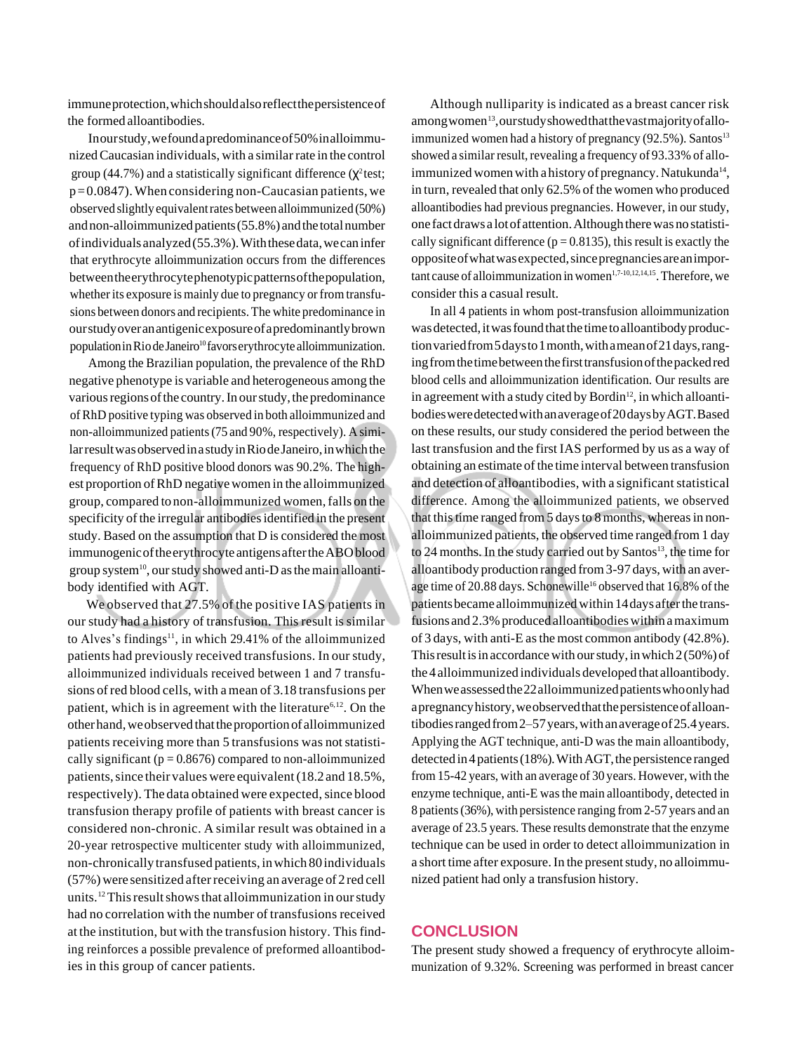immune protection, which should also reflect the persistence of the formed alloantibodies.

In our study, we found a predominance of 50% in alloimmunized Caucasian individuals, with a similar rate in the control group (44.7%) and a statistically significant difference ($\chi^2$ test; p = 0.0847). When considering non-Caucasian patients, we observed slightly equivalent rates between alloimmunized (50%) and non-alloimmunized patients (55.8%) and the total number of individuals analyzed (55.3%). With these data, we can infer that erythrocyte alloimmunization occurs from the differences between the erythrocyte phenotypic patterns of the population, whether its exposure is mainly due to pregnancy or from transfusions between donors and recipients. The white predominance in our study over an antigenic exposure of a predominantly brown population in Rio de Janeiro[10] favors erythrocyte alloimmunization.

Among the Brazilian population, the prevalence of the RhD negative phenotype is variable and heterogeneous among the various regions of the country. In our study, the predominance of RhD positive typing was observed in both alloimmunized and non-alloimmunized patients (75 and 90%, respectively). A similar result was observed in a study in Rio de Janeiro, in which the frequency of RhD positive blood donors was 90.2%. The highest proportion of RhD negative women in the alloimmunized group, compared to non-alloimmunized women, falls on the specificity of the irregular antibodies identified in the present study. Based on the assumption that D is considered the most immunogenic of the erythrocyte antigens after the ABO blood group system[10], our study showed anti-D as the main alloantibody identified with AGT.

We observed that 27.5% of the positive IAS patients in our study had a history of transfusion. This result is similar to Alves's findings[11], in which 29.41% of the alloimmunized patients had previously received transfusions. In our study, alloimmunized individuals received between 1 and 7 transfusions of red blood cells, with a mean of 3.18 transfusions per patient, which is in agreement with the literature[6,12]. On the other hand, we observed that the proportion of alloimmunized patients receiving more than 5 transfusions was not statistically significant (p = 0.8676) compared to non-alloimmunized patients, since their values were equivalent (18.2 and 18.5%, respectively). The data obtained were expected, since blood transfusion therapy profile of patients with breast cancer is considered non-chronic. A similar result was obtained in a 20-year retrospective multicenter study with alloimmunized, non-chronically transfused patients, in which 80 individuals (57%) were sensitized after receiving an average of 2 red cell units.[12] This result shows that alloimmunization in our study had no correlation with the number of transfusions received at the institution, but with the transfusion history. This finding reinforces a possible prevalence of preformed alloantibodies in this group of cancer patients.

Although nulliparity is indicated as a breast cancer risk among women[13], our study showed that the vast majority of alloimmunized women had a history of pregnancy (92.5%). Santos[13] showed a similar result, revealing a frequency of 93.33% of alloimmunized women with a history of pregnancy. Natukunda[14], in turn, revealed that only 62.5% of the women who produced alloantibodies had previous pregnancies. However, in our study, one fact draws a lot of attention. Although there was no statistically significant difference (p = 0.8135), this result is exactly the opposite of what was expected, since pregnancies are an important cause of alloimmunization in women[1,7-10,12,14,15]. Therefore, we consider this a casual result.

In all 4 patients in whom post-transfusion alloimmunization was detected, it was found that the time to alloantibody production varied from 5 days to 1 month, with a mean of 21 days, ranging from the time between the first transfusion of the packed red blood cells and alloimmunization identification. Our results are in agreement with a study cited by Bordin[12], in which alloantibodies were detected with an average of 20 days by AGT. Based on these results, our study considered the period between the last transfusion and the first IAS performed by us as a way of obtaining an estimate of the time interval between transfusion and detection of alloantibodies, with a significant statistical difference. Among the alloimmunized patients, we observed that this time ranged from 5 days to 8 months, whereas in non-alloimmunized patients, the observed time ranged from 1 day to 24 months. In the study carried out by Santos[13], the time for alloantibody production ranged from 3-97 days, with an average time of 20.88 days. Schonewille[16] observed that 16.8% of the patients became alloimmunized within 14 days after the transfusions and 2.3% produced alloantibodies within a maximum of 3 days, with anti-E as the most common antibody (42.8%). This result is in accordance with our study, in which 2 (50%) of the 4 alloimmunized individuals developed that alloantibody. When we assessed the 22 alloimmunized patients who only had a pregnancy history, we observed that the persistence of alloantibodies ranged from 2–57 years, with an average of 25.4 years. Applying the AGT technique, anti-D was the main alloantibody, detected in 4 patients (18%). With AGT, the persistence ranged from 15-42 years, with an average of 30 years. However, with the enzyme technique, anti-E was the main alloantibody, detected in 8 patients (36%), with persistence ranging from 2-57 years and an average of 23.5 years. These results demonstrate that the enzyme technique can be used in order to detect alloimmunization in a short time after exposure. In the present study, no alloimmunized patient had only a transfusion history.

## CONCLUSION

The present study showed a frequency of erythrocyte alloimmunization of 9.32%. Screening was performed in breast cancer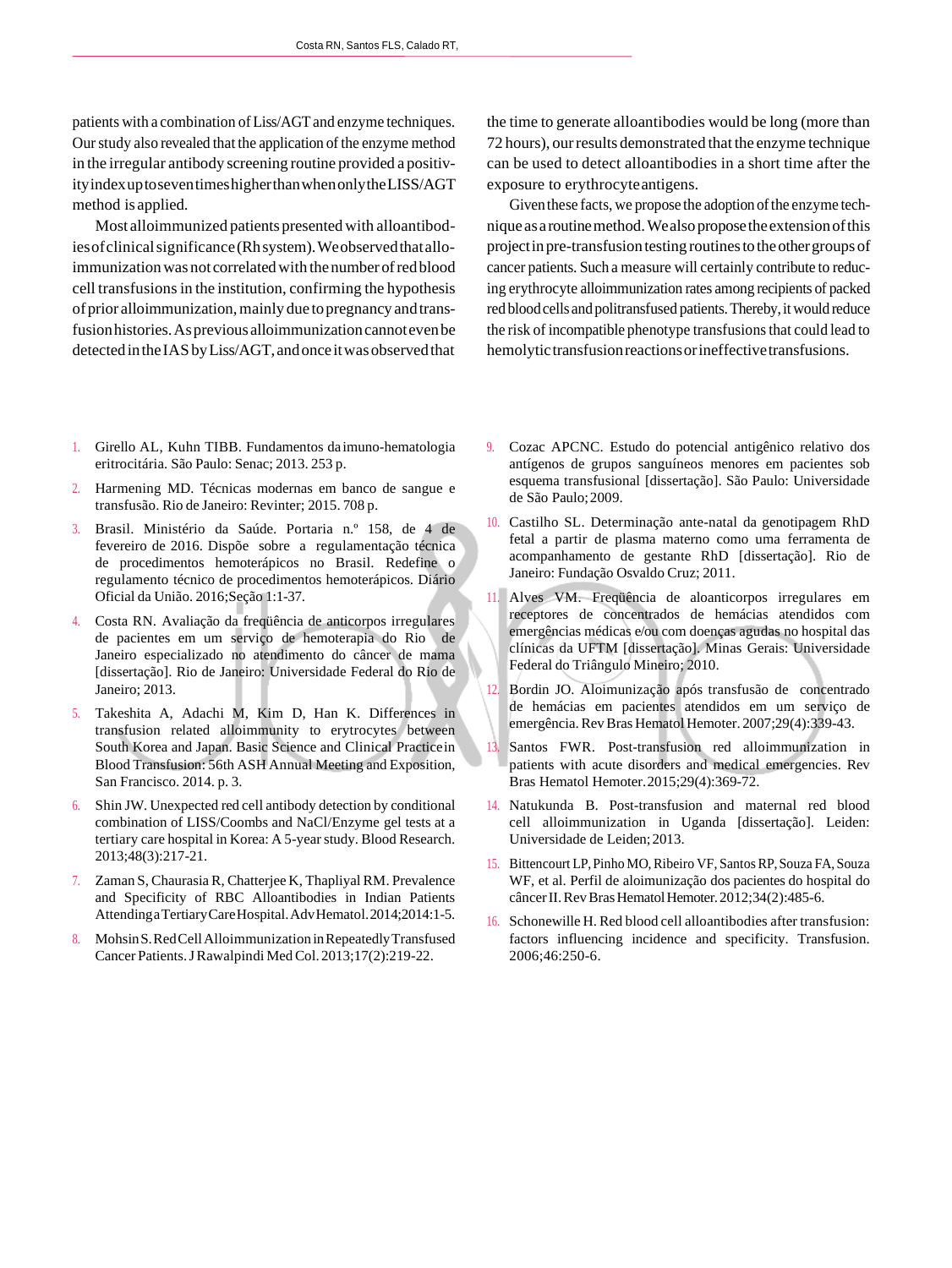patients with a combination of Liss/AGT and enzyme techniques. Our study also revealed that the application of the enzyme method in the irregular antibody screening routine provided a positivity index up to seven times higher than when only the LISS/AGT method is applied.

Most alloimmunized patients presented with alloantibodies of clinical significance (Rh system). We observed that alloimmunization was not correlated with the number of red blood cell transfusions in the institution, confirming the hypothesis of prior alloimmunization, mainly due to pregnancy and transfusion histories. As previous alloimmunization cannot even be detected in the IAS by Liss/AGT, and once it was observed that the time to generate alloantibodies would be long (more than 72 hours), our results demonstrated that the enzyme technique can be used to detect alloantibodies in a short time after the exposure to erythrocyte antigens.

Given these facts, we propose the adoption of the enzyme technique as a routine method. We also propose the extension of this project in pre-transfusion testing routines to the other groups of cancer patients. Such a measure will certainly contribute to reducing erythrocyte alloimmunization rates among recipients of packed red blood cells and politransfused patients. Thereby, it would reduce the risk of incompatible phenotype transfusions that could lead to hemolytic transfusion reactions or ineffective transfusions.

1. Girello AL, Kuhn TIBB. Fundamentos da imuno-hematologia eritrocitária. São Paulo: Senac; 2013. 253 p.
2. Harmening MD. Técnicas modernas em banco de sangue e transfusão. Rio de Janeiro: Revinter; 2015. 708 p.
3. Brasil. Ministério da Saúde. Portaria n.º 158, de 4 de fevereiro de 2016. Dispõe sobre a regulamentação técnica de procedimentos hemoterápicos no Brasil. Redefine o regulamento técnico de procedimentos hemoterápicos. Diário Oficial da União. 2016;Seção 1:1-37.
4. Costa RN. Avaliação da freqüência de anticorpos irregulares de pacientes em um serviço de hemoterapia do Rio de Janeiro especializado no atendimento do câncer de mama [dissertação]. Rio de Janeiro: Universidade Federal do Rio de Janeiro; 2013.
5. Takeshita A, Adachi M, Kim D, Han K. Differences in transfusion related alloimmunity to erytrocytes between South Korea and Japan. Basic Science and Clinical Practice in Blood Transfusion: 56th ASH Annual Meeting and Exposition, San Francisco. 2014. p. 3.
6. Shin JW. Unexpected red cell antibody detection by conditional combination of LISS/Coombs and NaCl/Enzyme gel tests at a tertiary care hospital in Korea: A 5-year study. Blood Research. 2013;48(3):217-21.
7. Zaman S, Chaurasia R, Chatterjee K, Thapliyal RM. Prevalence and Specificity of RBC Alloantibodies in Indian Patients Attending a Tertiary Care Hospital. Adv Hematol. 2014;2014:1-5.
8. Mohsin S. Red Cell Alloimmunization in Repeatedly Transfused Cancer Patients. J Rawalpindi Med Col. 2013;17(2):219-22.
9. Cozac APCNC. Estudo do potencial antigênico relativo dos antígenos de grupos sanguíneos menores em pacientes sob esquema transfusional [dissertação]. São Paulo: Universidade de São Paulo; 2009.
10. Castilho SL. Determinação ante-natal da genotipagem RhD fetal a partir de plasma materno como uma ferramenta de acompanhamento de gestante RhD [dissertação]. Rio de Janeiro: Fundação Osvaldo Cruz; 2011.
11. Alves VM. Freqüência de aloanticorpos irregulares em receptores de concentrados de hemácias atendidos com emergências médicas e/ou com doenças agudas no hospital das clínicas da UFTM [dissertação]. Minas Gerais: Universidade Federal do Triângulo Mineiro; 2010.
12. Bordin JO. Aloimunização após transfusão de concentrado de hemácias em pacientes atendidos em um serviço de emergência. Rev Bras Hematol Hemoter. 2007;29(4):339-43.
13. Santos FWR. Post-transfusion red alloimmunization in patients with acute disorders and medical emergencies. Rev Bras Hematol Hemoter. 2015;29(4):369-72.
14. Natukunda B. Post-transfusion and maternal red blood cell alloimmunization in Uganda [dissertação]. Leiden: Universidade de Leiden; 2013.
15. Bittencourt LP, Pinho MO, Ribeiro VF, Santos RP, Souza FA, Souza WF, et al. Perfil de aloimunização dos pacientes do hospital do câncer II. Rev Bras Hematol Hemoter. 2012;34(2):485-6.
16. Schonewille H. Red blood cell alloantibodies after transfusion: factors influencing incidence and specificity. Transfusion. 2006;46:250-6.